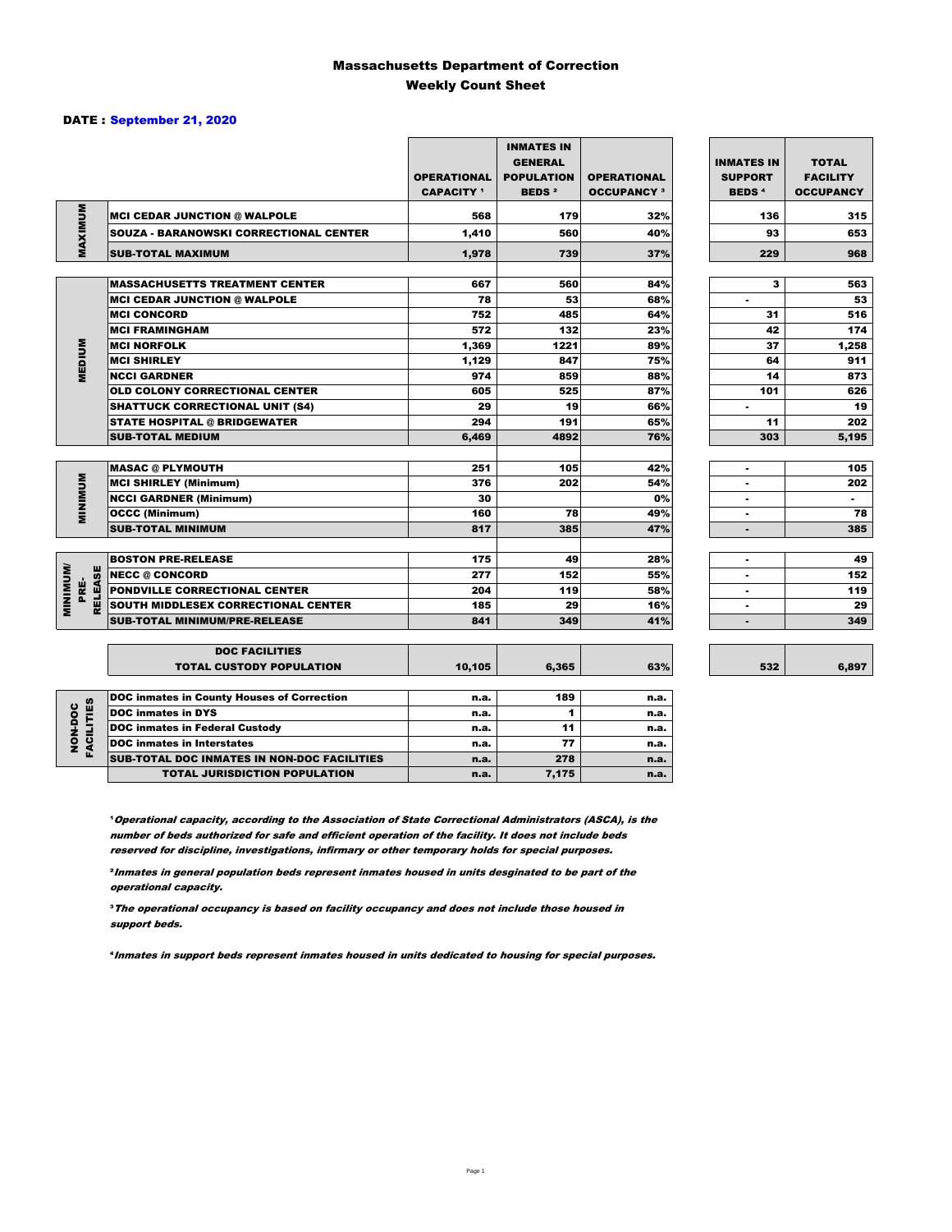# Massachusetts Department of Correction
## Weekly Count Sheet

**DATE : September 21, 2020**

| | | OPERATIONAL CAPACITY [1] | INMATES IN GENERAL POPULATION BEDS [2] | OPERATIONAL OCCUPANCY [3] | INMATES IN SUPPORT BEDS [4] | TOTAL FACILITY OCCUPANCY |
|---|---|---|---|---|---|---|
| MAXIMUM | MCI CEDAR JUNCTION @ WALPOLE | 568 | 179 | 32% | 136 | 315 |
| | SOUZA - BARANOWSKI CORRECTIONAL CENTER | 1,410 | 560 | 40% | 93 | 653 |
| | SUB-TOTAL MAXIMUM | 1,978 | 739 | 37% | 229 | 968 |
| MEDIUM | MASSACHUSETTS TREATMENT CENTER | 667 | 560 | 84% | 3 | 563 |
| | MCI CEDAR JUNCTION @ WALPOLE | 78 | 53 | 68% | - | 53 |
| | MCI CONCORD | 752 | 485 | 64% | 31 | 516 |
| | MCI FRAMINGHAM | 572 | 132 | 23% | 42 | 174 |
| | MCI NORFOLK | 1,369 | 1221 | 89% | 37 | 1,258 |
| | MCI SHIRLEY | 1,129 | 847 | 75% | 64 | 911 |
| | NCCI GARDNER | 974 | 859 | 88% | 14 | 873 |
| | OLD COLONY CORRECTIONAL CENTER | 605 | 525 | 87% | 101 | 626 |
| | SHATTUCK CORRECTIONAL UNIT (S4) | 29 | 19 | 66% | - | 19 |
| | STATE HOSPITAL @ BRIDGEWATER | 294 | 191 | 65% | 11 | 202 |
| | SUB-TOTAL MEDIUM | 6,469 | 4892 | 76% | 303 | 5,195 |
| MINIMUM | MASAC @ PLYMOUTH | 251 | 105 | 42% | - | 105 |
| | MCI SHIRLEY (Minimum) | 376 | 202 | 54% | - | 202 |
| | NCCI GARDNER (Minimum) | 30 | | 0% | - | - |
| | OCCC (Minimum) | 160 | 78 | 49% | - | 78 |
| | SUB-TOTAL MINIMUM | 817 | 385 | 47% | - | 385 |
| MINIMUM/ PRE-RELEASE | BOSTON PRE-RELEASE | 175 | 49 | 28% | - | 49 |
| | NECC @ CONCORD | 277 | 152 | 55% | - | 152 |
| | PONDVILLE CORRECTIONAL CENTER | 204 | 119 | 58% | - | 119 |
| | SOUTH MIDDLESEX CORRECTIONAL CENTER | 185 | 29 | 16% | - | 29 |
| | SUB-TOTAL MINIMUM/PRE-RELEASE | 841 | 349 | 41% | - | 349 |
| | DOC FACILITIES TOTAL CUSTODY POPULATION | 10,105 | 6,365 | 63% | 532 | 6,897 |
| NON-DOC FACILITIES | DOC inmates in County Houses of Correction | n.a. | 189 | n.a. | | |
| | DOC inmates in DYS | n.a. | 1 | n.a. | | |
| | DOC inmates in Federal Custody | n.a. | 11 | n.a. | | |
| | DOC inmates in Interstates | n.a. | 77 | n.a. | | |
| | SUB-TOTAL DOC INMATES IN NON-DOC FACILITIES | n.a. | 278 | n.a. | | |
| | TOTAL JURISDICTION POPULATION | n.a. | 7,175 | n.a. | | |

[1] *Operational capacity, according to the Association of State Correctional Administrators (ASCA), is the number of beds authorized for safe and efficient operation of the facility. It does not include beds reserved for discipline, investigations, infirmary or other temporary holds for special purposes.*

[2] *Inmates in general population beds represent inmates housed in units desginated to be part of the operational capacity.*

[3] *The operational occupancy is based on facility occupancy and does not include those housed in support beds.*

[4] *Inmates in support beds represent inmates housed in units dedicated to housing for special purposes.*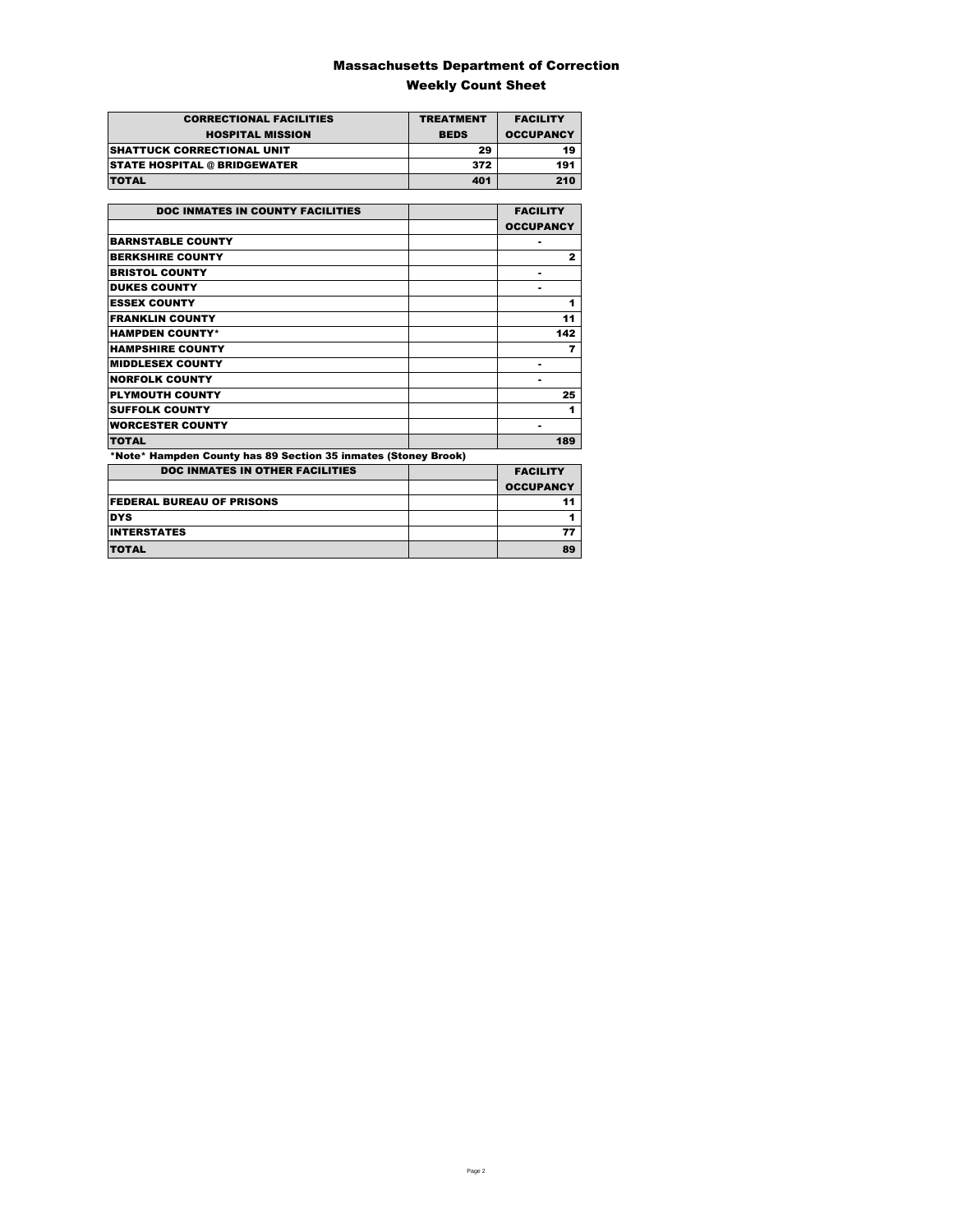# Massachusetts Department of Correction

## Weekly Count Sheet

| CORRECTIONAL FACILITIES HOSPITAL MISSION | TREATMENT BEDS | FACILITY OCCUPANCY |
|---|---|---|
| SHATTUCK CORRECTIONAL UNIT | 29 | 19 |
| STATE HOSPITAL @ BRIDGEWATER | 372 | 191 |
| TOTAL | 401 | 210 |

| DOC INMATES IN COUNTY FACILITIES | | FACILITY OCCUPANCY |
|---|---|---|
| BARNSTABLE COUNTY | | - |
| BERKSHIRE COUNTY | | 2 |
| BRISTOL COUNTY | | - |
| DUKES COUNTY | | - |
| ESSEX COUNTY | | 1 |
| FRANKLIN COUNTY | | 11 |
| HAMPDEN COUNTY* | | 142 |
| HAMPSHIRE COUNTY | | 7 |
| MIDDLESEX COUNTY | | - |
| NORFOLK COUNTY | | - |
| PLYMOUTH COUNTY | | 25 |
| SUFFOLK COUNTY | | 1 |
| WORCESTER COUNTY | | - |
| TOTAL | | 189 |

*Note* Hampden County has 89 Section 35 inmates (Stoney Brook)

| DOC INMATES IN OTHER FACILITIES | | FACILITY OCCUPANCY |
|---|---|---|
| FEDERAL BUREAU OF PRISONS | | 11 |
| DYS | | 1 |
| INTERSTATES | | 77 |
| TOTAL | | 89 |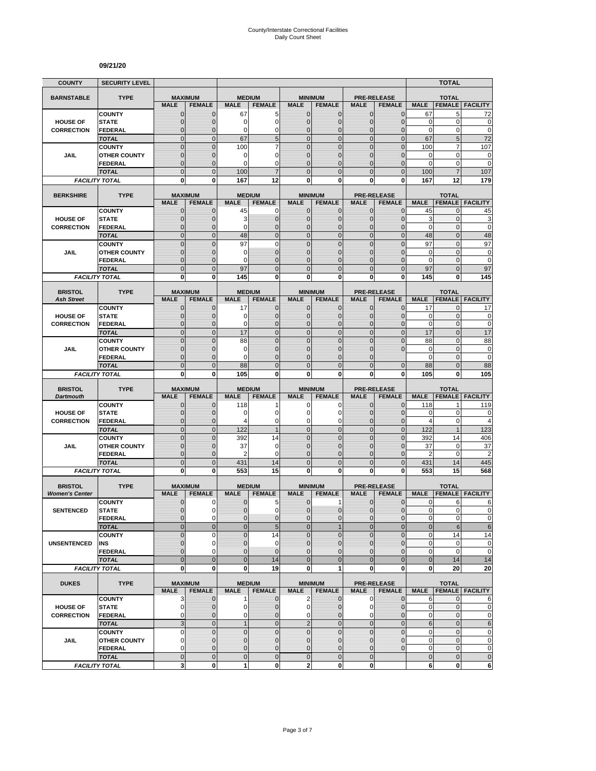# County/Interstate Correctional Facilities
# Daily Count Sheet

**09/21/20**

| COUNTY | SECURITY LEVEL | | | | | | | | | | TOTAL | |
|---|---|---|---|---|---|---|---|---|---|---|---|---|
| **BARNSTABLE** | **TYPE** | **MAXIMUM** | | **MEDIUM** | | **MINIMUM** | | **PRE-RELEASE** | | **TOTAL** | | |
| | | **MALE** | **FEMALE** | **MALE** | **FEMALE** | **MALE** | **FEMALE** | **MALE** | **FEMALE** | **MALE** | **FEMALE** | **FACILITY** |
| **HOUSE OF** | **COUNTY** | 0 | 0 | 67 | 5 | 0 | 0 | 0 | 0 | 67 | 5 | 72 |
| **CORRECTION** | **STATE** | 0 | 0 | 0 | 0 | 0 | 0 | 0 | 0 | 0 | 0 | 0 |
| | **FEDERAL** | 0 | 0 | 0 | 0 | 0 | 0 | 0 | 0 | 0 | 0 | 0 |
| | ***TOTAL*** | 0 | 0 | 67 | 5 | 0 | 0 | 0 | 0 | 67 | 5 | 72 |
| **JAIL** | **COUNTY** | 0 | 0 | 100 | 7 | 0 | 0 | 0 | 0 | 100 | 7 | 107 |
| | **OTHER COUNTY** | 0 | 0 | 0 | 0 | 0 | 0 | 0 | 0 | 0 | 0 | 0 |
| | **FEDERAL** | 0 | 0 | 0 | 0 | 0 | 0 | 0 | 0 | 0 | 0 | 0 |
| | ***TOTAL*** | 0 | 0 | 100 | 7 | 0 | 0 | 0 | 0 | 100 | 7 | 107 |
| ***FACILITY TOTAL*** | | **0** | **0** | **167** | **12** | **0** | **0** | **0** | **0** | **167** | **12** | **179** |
| **BERKSHIRE** | **TYPE** | **MAXIMUM** | | **MEDIUM** | | **MINIMUM** | | **PRE-RELEASE** | | **TOTAL** | | |
| | | **MALE** | **FEMALE** | **MALE** | **FEMALE** | **MALE** | **FEMALE** | **MALE** | **FEMALE** | **MALE** | **FEMALE** | **FACILITY** |
| **HOUSE OF** | **COUNTY** | 0 | 0 | 45 | 0 | 0 | 0 | 0 | 0 | 45 | 0 | 45 |
| **CORRECTION** | **STATE** | 0 | 0 | 3 | 0 | 0 | 0 | 0 | 0 | 3 | 0 | 3 |
| | **FEDERAL** | 0 | 0 | 0 | 0 | 0 | 0 | 0 | 0 | 0 | 0 | 0 |
| | ***TOTAL*** | 0 | 0 | 48 | 0 | 0 | 0 | 0 | 0 | 48 | 0 | 48 |
| **JAIL** | **COUNTY** | 0 | 0 | 97 | 0 | 0 | 0 | 0 | 0 | 97 | 0 | 97 |
| | **OTHER COUNTY** | 0 | 0 | 0 | 0 | 0 | 0 | 0 | 0 | 0 | 0 | 0 |
| | **FEDERAL** | 0 | 0 | 0 | 0 | 0 | 0 | 0 | 0 | 0 | 0 | 0 |
| | ***TOTAL*** | 0 | 0 | 97 | 0 | 0 | 0 | 0 | 0 | 97 | 0 | 97 |
| ***FACILITY TOTAL*** | | **0** | **0** | **145** | **0** | **0** | **0** | **0** | **0** | **145** | **0** | **145** |
| **BRISTOL** *Ash Street* | **TYPE** | **MAXIMUM** | | **MEDIUM** | | **MINIMUM** | | **PRE-RELEASE** | | **TOTAL** | | |
| | | **MALE** | **FEMALE** | **MALE** | **FEMALE** | **MALE** | **FEMALE** | **MALE** | **FEMALE** | **MALE** | **FEMALE** | **FACILITY** |
| **HOUSE OF** | **COUNTY** | 0 | 0 | 17 | 0 | 0 | 0 | 0 | 0 | 17 | 0 | 17 |
| **CORRECTION** | **STATE** | 0 | 0 | 0 | 0 | 0 | 0 | 0 | 0 | 0 | 0 | 0 |
| | **FEDERAL** | 0 | 0 | 0 | 0 | 0 | 0 | 0 | 0 | 0 | 0 | 0 |
| | ***TOTAL*** | 0 | 0 | 17 | 0 | 0 | 0 | 0 | 0 | 17 | 0 | 17 |
| **JAIL** | **COUNTY** | 0 | 0 | 88 | 0 | 0 | 0 | 0 | 0 | 88 | 0 | 88 |
| | **OTHER COUNTY** | 0 | 0 | 0 | 0 | 0 | 0 | 0 | 0 | 0 | 0 | 0 |
| | **FEDERAL** | 0 | 0 | 0 | 0 | 0 | 0 | 0 | | 0 | 0 | 0 |
| | ***TOTAL*** | 0 | 0 | 88 | 0 | 0 | 0 | 0 | 0 | 88 | 0 | 88 |
| ***FACILITY TOTAL*** | | **0** | **0** | **105** | **0** | **0** | **0** | **0** | **0** | **105** | **0** | **105** |
| **BRISTOL** *Dartmouth* | **TYPE** | **MAXIMUM** | | **MEDIUM** | | **MINIMUM** | | **PRE-RELEASE** | | **TOTAL** | | |
| | | **MALE** | **FEMALE** | **MALE** | **FEMALE** | **MALE** | **FEMALE** | **MALE** | **FEMALE** | **MALE** | **FEMALE** | **FACILITY** |
| **HOUSE OF** | **COUNTY** | 0 | 0 | 118 | 1 | 0 | 0 | 0 | 0 | 118 | 1 | 119 |
| **CORRECTION** | **STATE** | 0 | 0 | 0 | 0 | 0 | 0 | 0 | 0 | 0 | 0 | 0 |
| | **FEDERAL** | 0 | 0 | 4 | 0 | 0 | 0 | 0 | 0 | 4 | 0 | 4 |
| | ***TOTAL*** | 0 | 0 | 122 | 1 | 0 | 0 | 0 | 0 | 122 | 1 | 123 |
| **JAIL** | **COUNTY** | 0 | 0 | 392 | 14 | 0 | 0 | 0 | 0 | 392 | 14 | 406 |
| | **OTHER COUNTY** | 0 | 0 | 37 | 0 | 0 | 0 | 0 | 0 | 37 | 0 | 37 |
| | **FEDERAL** | 0 | 0 | 2 | 0 | 0 | 0 | 0 | 0 | 2 | 0 | 2 |
| | ***TOTAL*** | 0 | 0 | 431 | 14 | 0 | 0 | 0 | 0 | 431 | 14 | 445 |
| ***FACILITY TOTAL*** | | **0** | **0** | **553** | **15** | **0** | **0** | **0** | **0** | **553** | **15** | **568** |
| **BRISTOL** *Women's Center* | **TYPE** | **MAXIMUM** | | **MEDIUM** | | **MINIMUM** | | **PRE-RELEASE** | | **TOTAL** | | |
| | | **MALE** | **FEMALE** | **MALE** | **FEMALE** | **MALE** | **FEMALE** | **MALE** | **FEMALE** | **MALE** | **FEMALE** | **FACILITY** |
| **SENTENCED** | **COUNTY** | 0 | 0 | 0 | 5 | 0 | 1 | 0 | 0 | 0 | 6 | 6 |
| | **STATE** | 0 | 0 | 0 | 0 | 0 | 0 | 0 | 0 | 0 | 0 | 0 |
| | **FEDERAL** | 0 | 0 | 0 | 0 | 0 | 0 | 0 | 0 | 0 | 0 | 0 |
| | ***TOTAL*** | 0 | 0 | 0 | 5 | 0 | 1 | 0 | 0 | 0 | 6 | 6 |
| **UNSENTENCED** | **COUNTY** | 0 | 0 | 0 | 14 | 0 | 0 | 0 | 0 | 0 | 14 | 14 |
| | **INS** | 0 | 0 | 0 | 0 | 0 | 0 | 0 | 0 | 0 | 0 | 0 |
| | **FEDERAL** | 0 | 0 | 0 | 0 | 0 | 0 | 0 | 0 | 0 | 0 | 0 |
| | ***TOTAL*** | 0 | 0 | 0 | 14 | 0 | 0 | 0 | 0 | 0 | 14 | 14 |
| ***FACILITY TOTAL*** | | **0** | **0** | **0** | **19** | **0** | **1** | **0** | **0** | **0** | **20** | **20** |
| **DUKES** | **TYPE** | **MAXIMUM** | | **MEDIUM** | | **MINIMUM** | | **PRE-RELEASE** | | **TOTAL** | | |
| | | **MALE** | **FEMALE** | **MALE** | **FEMALE** | **MALE** | **FEMALE** | **MALE** | **FEMALE** | **MALE** | **FEMALE** | **FACILITY** |
| **HOUSE OF** | **COUNTY** | 3 | 0 | 1 | 0 | 2 | 0 | 0 | 0 | 6 | 0 | 6 |
| **CORRECTION** | **STATE** | 0 | 0 | 0 | 0 | 0 | 0 | 0 | 0 | 0 | 0 | 0 |
| | **FEDERAL** | 0 | 0 | 0 | 0 | 0 | 0 | 0 | 0 | 0 | 0 | 0 |
| | ***TOTAL*** | 3 | 0 | 1 | 0 | 2 | 0 | 0 | 0 | 6 | 0 | 6 |
| **JAIL** | **COUNTY** | 0 | 0 | 0 | 0 | 0 | 0 | 0 | 0 | 0 | 0 | 0 |
| | **OTHER COUNTY** | 0 | 0 | 0 | 0 | 0 | 0 | 0 | 0 | 0 | 0 | 0 |
| | **FEDERAL** | 0 | 0 | 0 | 0 | 0 | 0 | 0 | 0 | 0 | 0 | 0 |
| | ***TOTAL*** | 0 | 0 | 0 | 0 | 0 | 0 | 0 | | 0 | 0 | 0 |
| ***FACILITY TOTAL*** | | **3** | **0** | **1** | **0** | **2** | **0** | **0** | | **6** | **0** | **6** |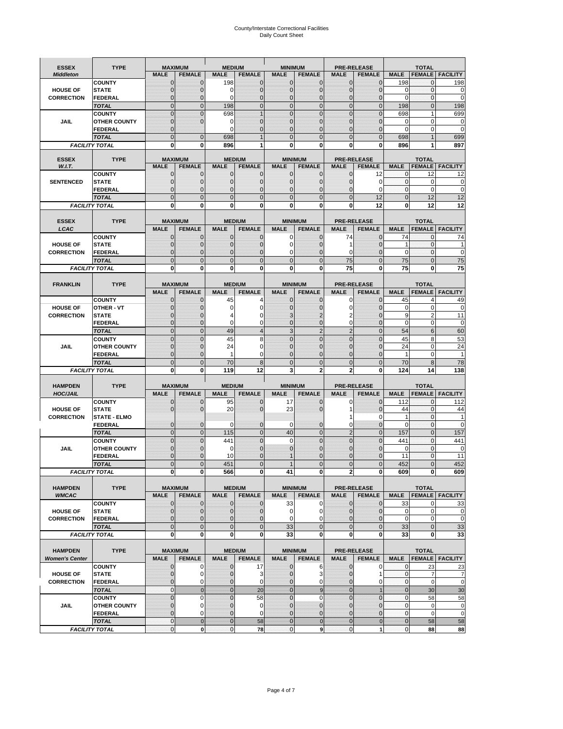# County/Interstate Correctional Facilities
## Daily Count Sheet

| ESSEX *Middleton* | TYPE | MAXIMUM | | MEDIUM | | MINIMUM | | PRE-RELEASE | | TOTAL | | |
|---|---|---|---|---|---|---|---|---|---|---|---|---|
| | | MALE | FEMALE | MALE | FEMALE | MALE | FEMALE | MALE | FEMALE | MALE | FEMALE | FACILITY |
| | COUNTY | 0 | 0 | 198 | 0 | 0 | 0 | 0 | 0 | 198 | 0 | 198 |
| HOUSE OF | STATE | 0 | 0 | 0 | 0 | 0 | 0 | 0 | 0 | 0 | 0 | 0 |
| CORRECTION | FEDERAL | 0 | 0 | 0 | 0 | 0 | 0 | 0 | 0 | 0 | 0 | 0 |
| | TOTAL | 0 | 0 | 198 | 0 | 0 | 0 | 0 | 0 | 198 | 0 | 198 |
| | COUNTY | 0 | 0 | 698 | 1 | 0 | 0 | 0 | 0 | 698 | 1 | 699 |
| JAIL | OTHER COUNTY | 0 | 0 | 0 | 0 | 0 | 0 | 0 | 0 | 0 | 0 | 0 |
| | FEDERAL | 0 | | 0 | 0 | 0 | 0 | 0 | 0 | 0 | 0 | 0 |
| | TOTAL | 0 | 0 | 698 | 1 | 0 | 0 | 0 | 0 | 698 | 1 | 699 |
| FACILITY TOTAL | | 0 | 0 | 896 | 1 | 0 | 0 | 0 | 0 | 896 | 1 | 897 |

| ESSEX *W.I.T.* | TYPE | MAXIMUM | | MEDIUM | | MINIMUM | | PRE-RELEASE | | TOTAL | | |
|---|---|---|---|---|---|---|---|---|---|---|---|---|
| | | MALE | FEMALE | MALE | FEMALE | MALE | FEMALE | MALE | FEMALE | MALE | FEMALE | FACILITY |
| | COUNTY | 0 | 0 | 0 | 0 | 0 | 0 | 0 | 12 | 0 | 12 | 12 |
| SENTENCED | STATE | 0 | 0 | 0 | 0 | 0 | 0 | 0 | 0 | 0 | 0 | 0 |
| | FEDERAL | 0 | 0 | 0 | 0 | 0 | 0 | 0 | 0 | 0 | 0 | 0 |
| | TOTAL | 0 | 0 | 0 | 0 | 0 | 0 | 0 | 12 | 0 | 12 | 12 |
| FACILITY TOTAL | | 0 | 0 | 0 | 0 | 0 | 0 | 0 | 12 | 0 | 12 | 12 |

| ESSEX *LCAC* | TYPE | MAXIMUM | | MEDIUM | | MINIMUM | | PRE-RELEASE | | TOTAL | | |
|---|---|---|---|---|---|---|---|---|---|---|---|---|
| | | MALE | FEMALE | MALE | FEMALE | MALE | FEMALE | MALE | FEMALE | MALE | FEMALE | FACILITY |
| | COUNTY | 0 | 0 | 0 | 0 | 0 | 0 | 74 | 0 | 74 | 0 | 74 |
| HOUSE OF | STATE | 0 | 0 | 0 | 0 | 0 | 0 | 1 | 0 | 1 | 0 | 1 |
| CORRECTION | FEDERAL | 0 | 0 | 0 | 0 | 0 | 0 | 0 | 0 | 0 | 0 | 0 |
| | TOTAL | 0 | 0 | 0 | 0 | 0 | 0 | 75 | 0 | 75 | 0 | 75 |
| FACILITY TOTAL | | 0 | 0 | 0 | 0 | 0 | 0 | 75 | 0 | 75 | 0 | 75 |

| FRANKLIN | TYPE | MAXIMUM | | MEDIUM | | MINIMUM | | PRE-RELEASE | | TOTAL | | |
|---|---|---|---|---|---|---|---|---|---|---|---|---|
| | | MALE | FEMALE | MALE | FEMALE | MALE | FEMALE | MALE | FEMALE | MALE | FEMALE | FACILITY |
| | COUNTY | 0 | 0 | 45 | 4 | 0 | 0 | 0 | 0 | 45 | 4 | 49 |
| HOUSE OF | OTHER - VT | 0 | 0 | 0 | 0 | 0 | 0 | 0 | 0 | 0 | 0 | 0 |
| CORRECTION | STATE | 0 | 0 | 4 | 0 | 3 | 2 | 2 | 0 | 9 | 2 | 11 |
| | FEDERAL | 0 | 0 | 0 | 0 | 0 | 0 | 0 | 0 | 0 | 0 | 0 |
| | TOTAL | 0 | 0 | 49 | 4 | 3 | 2 | 2 | 0 | 54 | 6 | 60 |
| | COUNTY | 0 | 0 | 45 | 8 | 0 | 0 | 0 | 0 | 45 | 8 | 53 |
| JAIL | OTHER COUNTY | 0 | 0 | 24 | 0 | 0 | 0 | 0 | 0 | 24 | 0 | 24 |
| | FEDERAL | 0 | 0 | 1 | 0 | 0 | 0 | 0 | 0 | 1 | 0 | 1 |
| | TOTAL | 0 | 0 | 70 | 8 | 0 | 0 | 0 | 0 | 70 | 8 | 78 |
| FACILITY TOTAL | | 0 | 0 | 119 | 12 | 3 | 2 | 2 | 0 | 124 | 14 | 138 |

| HAMPDEN *HOC/JAIL* | TYPE | MAXIMUM | | MEDIUM | | MINIMUM | | PRE-RELEASE | | TOTAL | | |
|---|---|---|---|---|---|---|---|---|---|---|---|---|
| | | MALE | FEMALE | MALE | FEMALE | MALE | FEMALE | MALE | FEMALE | MALE | FEMALE | FACILITY |
| | COUNTY | 0 | 0 | 95 | 0 | 17 | 0 | 0 | 0 | 112 | 0 | 112 |
| HOUSE OF | STATE | 0 | 0 | 20 | 0 | 23 | 0 | 1 | 0 | 44 | 0 | 44 |
| CORRECTION | STATE - ELMO | | | | | | | 1 | 0 | 1 | 0 | 1 |
| | FEDERAL | 0 | 0 | 0 | 0 | 0 | 0 | 0 | 0 | 0 | 0 | 0 |
| | TOTAL | 0 | 0 | 115 | 0 | 40 | 0 | 2 | 0 | 157 | 0 | 157 |
| | COUNTY | 0 | 0 | 441 | 0 | 0 | 0 | 0 | 0 | 441 | 0 | 441 |
| JAIL | OTHER COUNTY | 0 | 0 | 0 | 0 | 0 | 0 | 0 | 0 | 0 | 0 | 0 |
| | FEDERAL | 0 | 0 | 10 | 0 | 1 | 0 | 0 | 0 | 11 | 0 | 11 |
| | TOTAL | 0 | 0 | 451 | 0 | 1 | 0 | 0 | 0 | 452 | 0 | 452 |
| FACILITY TOTAL | | 0 | 0 | 566 | 0 | 41 | 0 | 2 | 0 | 609 | 0 | 609 |

| HAMPDEN *WMCAC* | TYPE | MAXIMUM | | MEDIUM | | MINIMUM | | PRE-RELEASE | | TOTAL | | |
|---|---|---|---|---|---|---|---|---|---|---|---|---|
| | | MALE | FEMALE | MALE | FEMALE | MALE | FEMALE | MALE | FEMALE | MALE | FEMALE | FACILITY |
| | COUNTY | 0 | 0 | 0 | 0 | 33 | 0 | 0 | 0 | 33 | 0 | 33 |
| HOUSE OF | STATE | 0 | 0 | 0 | 0 | 0 | 0 | 0 | 0 | 0 | 0 | 0 |
| CORRECTION | FEDERAL | 0 | 0 | 0 | 0 | 0 | 0 | 0 | 0 | 0 | 0 | 0 |
| | TOTAL | 0 | 0 | 0 | 0 | 33 | 0 | 0 | 0 | 33 | 0 | 33 |
| FACILITY TOTAL | | 0 | 0 | 0 | 0 | 33 | 0 | 0 | 0 | 33 | 0 | 33 |

| HAMPDEN *Women's Center* | TYPE | MAXIMUM | | MEDIUM | | MINIMUM | | PRE-RELEASE | | TOTAL | | |
|---|---|---|---|---|---|---|---|---|---|---|---|---|
| | | MALE | FEMALE | MALE | FEMALE | MALE | FEMALE | MALE | FEMALE | MALE | FEMALE | FACILITY |
| | COUNTY | 0 | 0 | 0 | 17 | 0 | 6 | 0 | 0 | 0 | 23 | 23 |
| HOUSE OF | STATE | 0 | 0 | 0 | 3 | 0 | 3 | 0 | 1 | 0 | 7 | 7 |
| CORRECTION | FEDERAL | 0 | 0 | 0 | 0 | 0 | 0 | 0 | 0 | 0 | 0 | 0 |
| | TOTAL | 0 | 0 | 0 | 20 | 0 | 9 | 0 | 1 | 0 | 30 | 30 |
| | COUNTY | 0 | 0 | 0 | 58 | 0 | 0 | 0 | 0 | 0 | 58 | 58 |
| JAIL | OTHER COUNTY | 0 | 0 | 0 | 0 | 0 | 0 | 0 | 0 | 0 | 0 | 0 |
| | FEDERAL | 0 | 0 | 0 | 0 | 0 | 0 | 0 | 0 | 0 | 0 | 0 |
| | TOTAL | 0 | 0 | 0 | 58 | 0 | 0 | 0 | 0 | 0 | 58 | 58 |
| FACILITY TOTAL | | 0 | 0 | 0 | 78 | 0 | 9 | 0 | 1 | 0 | 88 | 88 |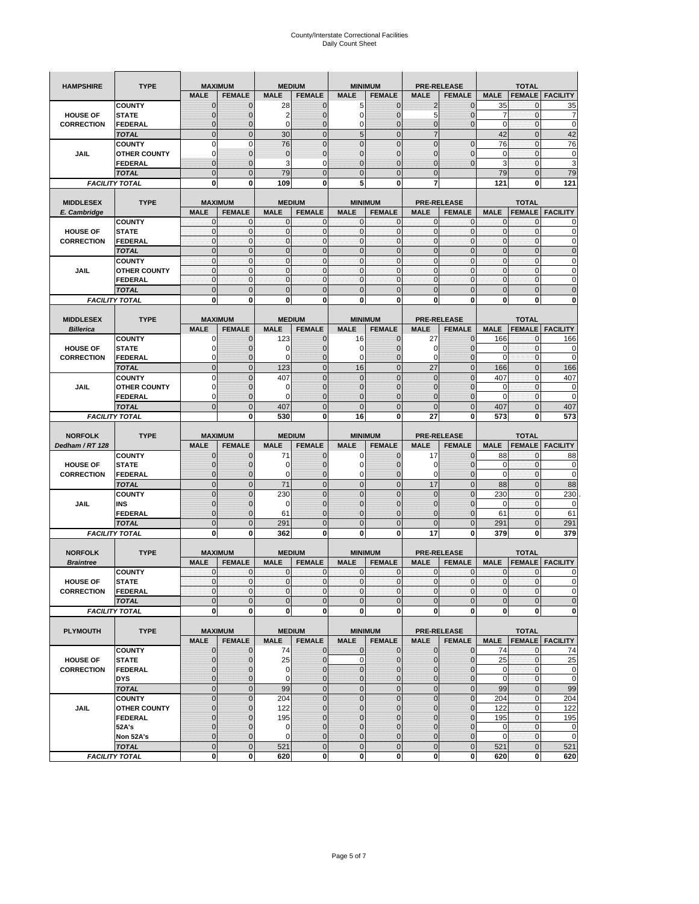# County/Interstate Correctional Facilities
## Daily Count Sheet

| HAMPSHIRE | TYPE | MAXIMUM | | MEDIUM | | MINIMUM | | PRE-RELEASE | | TOTAL | | |
|---|---|---|---|---|---|---|---|---|---|---|---|---|
| | | MALE | FEMALE | MALE | FEMALE | MALE | FEMALE | MALE | FEMALE | MALE | FEMALE | FACILITY |
| HOUSE OF CORRECTION | COUNTY | 0 | 0 | 28 | 0 | 5 | 0 | 2 | 0 | 35 | 0 | 35 |
| | STATE | 0 | 0 | 2 | 0 | 0 | 0 | 5 | 0 | 7 | 0 | 7 |
| | FEDERAL | 0 | 0 | 0 | 0 | 0 | 0 | 0 | 0 | 0 | 0 | 0 |
| | TOTAL | 0 | 0 | 30 | 0 | 5 | 0 | 7 | | 42 | 0 | 42 |
| JAIL | COUNTY | 0 | 0 | 76 | 0 | 0 | 0 | 0 | 0 | 76 | 0 | 76 |
| | OTHER COUNTY | 0 | 0 | 0 | 0 | 0 | 0 | 0 | 0 | 0 | 0 | 0 |
| | FEDERAL | 0 | 0 | 3 | 0 | 0 | 0 | 0 | 0 | 3 | 0 | 3 |
| | TOTAL | 0 | 0 | 79 | 0 | 0 | 0 | 0 | | 79 | 0 | 79 |
| FACILITY TOTAL | | 0 | 0 | 109 | 0 | 5 | 0 | 7 | | 121 | 0 | 121 |

| MIDDLESEX E. Cambridge | TYPE | MAXIMUM | | MEDIUM | | MINIMUM | | PRE-RELEASE | | TOTAL | | |
|---|---|---|---|---|---|---|---|---|---|---|---|---|
| | | MALE | FEMALE | MALE | FEMALE | MALE | FEMALE | MALE | FEMALE | MALE | FEMALE | FACILITY |
| HOUSE OF CORRECTION | COUNTY | 0 | 0 | 0 | 0 | 0 | 0 | 0 | 0 | 0 | 0 | 0 |
| | STATE | 0 | 0 | 0 | 0 | 0 | 0 | 0 | 0 | 0 | 0 | 0 |
| | FEDERAL | 0 | 0 | 0 | 0 | 0 | 0 | 0 | 0 | 0 | 0 | 0 |
| | TOTAL | 0 | 0 | 0 | 0 | 0 | 0 | 0 | 0 | 0 | 0 | 0 |
| JAIL | COUNTY | 0 | 0 | 0 | 0 | 0 | 0 | 0 | 0 | 0 | 0 | 0 |
| | OTHER COUNTY | 0 | 0 | 0 | 0 | 0 | 0 | 0 | 0 | 0 | 0 | 0 |
| | FEDERAL | 0 | 0 | 0 | 0 | 0 | 0 | 0 | 0 | 0 | 0 | 0 |
| | TOTAL | 0 | 0 | 0 | 0 | 0 | 0 | 0 | 0 | 0 | 0 | 0 |
| FACILITY TOTAL | | 0 | 0 | 0 | 0 | 0 | 0 | 0 | 0 | 0 | 0 | 0 |

| MIDDLESEX Billerica | TYPE | MAXIMUM | | MEDIUM | | MINIMUM | | PRE-RELEASE | | TOTAL | | |
|---|---|---|---|---|---|---|---|---|---|---|---|---|
| | | MALE | FEMALE | MALE | FEMALE | MALE | FEMALE | MALE | FEMALE | MALE | FEMALE | FACILITY |
| HOUSE OF CORRECTION | COUNTY | 0 | 0 | 123 | 0 | 16 | 0 | 27 | 0 | 166 | 0 | 166 |
| | STATE | 0 | 0 | 0 | 0 | 0 | 0 | 0 | 0 | 0 | 0 | 0 |
| | FEDERAL | 0 | 0 | 0 | 0 | 0 | 0 | 0 | 0 | 0 | 0 | 0 |
| | TOTAL | 0 | 0 | 123 | 0 | 16 | 0 | 27 | 0 | 166 | 0 | 166 |
| JAIL | COUNTY | 0 | 0 | 407 | 0 | 0 | 0 | 0 | 0 | 407 | 0 | 407 |
| | OTHER COUNTY | 0 | 0 | 0 | 0 | 0 | 0 | 0 | 0 | 0 | 0 | 0 |
| | FEDERAL | 0 | 0 | 0 | 0 | 0 | 0 | 0 | 0 | 0 | 0 | 0 |
| | TOTAL | 0 | 0 | 407 | 0 | 0 | 0 | 0 | 0 | 407 | 0 | 407 |
| FACILITY TOTAL | | | 0 | 530 | 0 | 16 | 0 | 27 | 0 | 573 | 0 | 573 |

| NORFOLK Dedham / RT 128 | TYPE | MAXIMUM | | MEDIUM | | MINIMUM | | PRE-RELEASE | | TOTAL | | |
|---|---|---|---|---|---|---|---|---|---|---|---|---|
| | | MALE | FEMALE | MALE | FEMALE | MALE | FEMALE | MALE | FEMALE | MALE | FEMALE | FACILITY |
| HOUSE OF CORRECTION | COUNTY | 0 | 0 | 71 | 0 | 0 | 0 | 17 | 0 | 88 | 0 | 88 |
| | STATE | 0 | 0 | 0 | 0 | 0 | 0 | 0 | 0 | 0 | 0 | 0 |
| | FEDERAL | 0 | 0 | 0 | 0 | 0 | 0 | 0 | 0 | 0 | 0 | 0 |
| | TOTAL | 0 | 0 | 71 | 0 | 0 | 0 | 17 | 0 | 88 | 0 | 88 |
| JAIL | COUNTY | 0 | 0 | 230 | 0 | 0 | 0 | 0 | 0 | 230 | 0 | 230 |
| | INS | 0 | 0 | 0 | 0 | 0 | 0 | 0 | 0 | 0 | 0 | 0 |
| | FEDERAL | 0 | 0 | 61 | 0 | 0 | 0 | 0 | 0 | 61 | 0 | 61 |
| | TOTAL | 0 | 0 | 291 | 0 | 0 | 0 | 0 | 0 | 291 | 0 | 291 |
| FACILITY TOTAL | | 0 | 0 | 362 | 0 | 0 | 0 | 17 | 0 | 379 | 0 | 379 |

| NORFOLK Braintree | TYPE | MAXIMUM | | MEDIUM | | MINIMUM | | PRE-RELEASE | | TOTAL | | |
|---|---|---|---|---|---|---|---|---|---|---|---|---|
| | | MALE | FEMALE | MALE | FEMALE | MALE | FEMALE | MALE | FEMALE | MALE | FEMALE | FACILITY |
| HOUSE OF CORRECTION | COUNTY | 0 | 0 | 0 | 0 | 0 | 0 | 0 | 0 | 0 | 0 | 0 |
| | STATE | 0 | 0 | 0 | 0 | 0 | 0 | 0 | 0 | 0 | 0 | 0 |
| | FEDERAL | 0 | 0 | 0 | 0 | 0 | 0 | 0 | 0 | 0 | 0 | 0 |
| | TOTAL | 0 | 0 | 0 | 0 | 0 | 0 | 0 | 0 | 0 | 0 | 0 |
| FACILITY TOTAL | | 0 | 0 | 0 | 0 | 0 | 0 | 0 | 0 | 0 | 0 | 0 |

| PLYMOUTH | TYPE | MAXIMUM | | MEDIUM | | MINIMUM | | PRE-RELEASE | | TOTAL | | |
|---|---|---|---|---|---|---|---|---|---|---|---|---|
| | | MALE | FEMALE | MALE | FEMALE | MALE | FEMALE | MALE | FEMALE | MALE | FEMALE | FACILITY |
| HOUSE OF CORRECTION | COUNTY | 0 | 0 | 74 | 0 | 0 | 0 | 0 | 0 | 74 | 0 | 74 |
| | STATE | 0 | 0 | 25 | 0 | 0 | 0 | 0 | 0 | 25 | 0 | 25 |
| | FEDERAL | 0 | 0 | 0 | 0 | 0 | 0 | 0 | 0 | 0 | 0 | 0 |
| | DYS | 0 | 0 | 0 | 0 | 0 | 0 | 0 | 0 | 0 | 0 | 0 |
| | TOTAL | 0 | 0 | 99 | 0 | 0 | 0 | 0 | 0 | 99 | 0 | 99 |
| JAIL | COUNTY | 0 | 0 | 204 | 0 | 0 | 0 | 0 | 0 | 204 | 0 | 204 |
| | OTHER COUNTY | 0 | 0 | 122 | 0 | 0 | 0 | 0 | 0 | 122 | 0 | 122 |
| | FEDERAL | 0 | 0 | 195 | 0 | 0 | 0 | 0 | 0 | 195 | 0 | 195 |
| | 52A's | 0 | 0 | 0 | 0 | 0 | 0 | 0 | 0 | 0 | 0 | 0 |
| | Non 52A's | 0 | 0 | 0 | 0 | 0 | 0 | 0 | 0 | 0 | 0 | 0 |
| | TOTAL | 0 | 0 | 521 | 0 | 0 | 0 | 0 | 0 | 521 | 0 | 521 |
| FACILITY TOTAL | | 0 | 0 | 620 | 0 | 0 | 0 | 0 | 0 | 620 | 0 | 620 |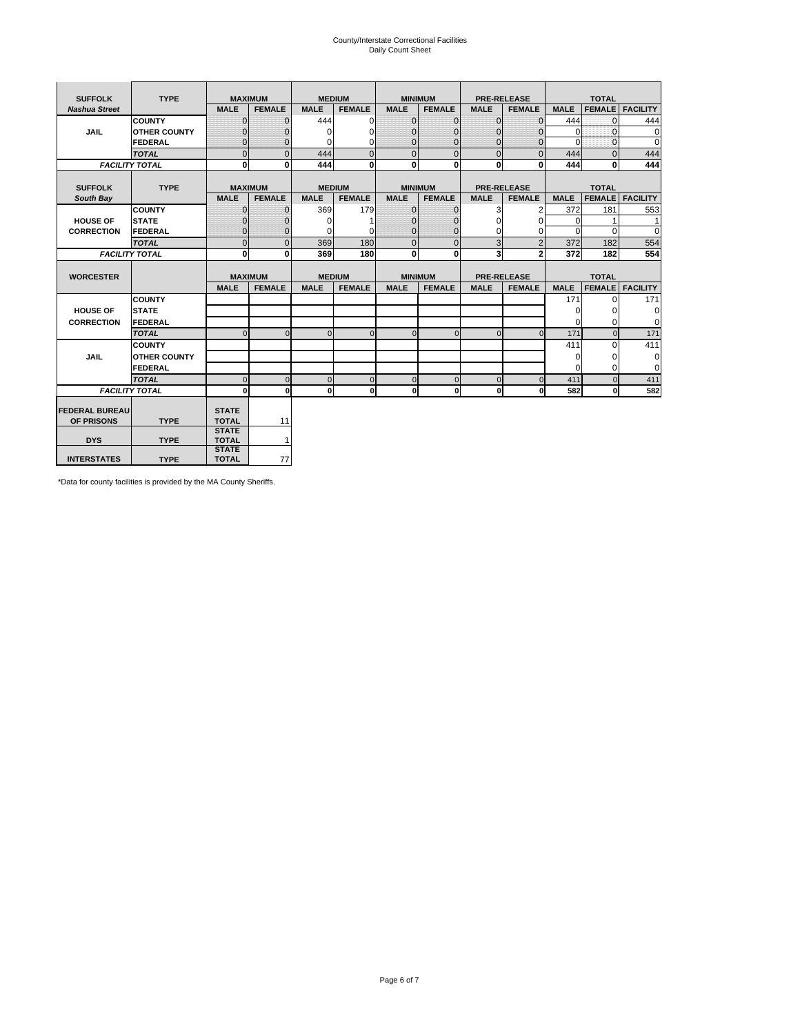# County/Interstate Correctional Facilities
## Daily Count Sheet

| SUFFOLK | TYPE | MAXIMUM | | MEDIUM | | MINIMUM | | PRE-RELEASE | | TOTAL | | |
|---|---|---|---|---|---|---|---|---|---|---|---|---|
| *Nashua Street* | | MALE | FEMALE | MALE | FEMALE | MALE | FEMALE | MALE | FEMALE | MALE | FEMALE | FACILITY |
| JAIL | COUNTY | 0 | 0 | 444 | 0 | 0 | 0 | 0 | 0 | 444 | 0 | 444 |
| | OTHER COUNTY | 0 | 0 | 0 | 0 | 0 | 0 | 0 | 0 | 0 | 0 | 0 |
| | FEDERAL | 0 | 0 | 0 | 0 | 0 | 0 | 0 | 0 | 0 | 0 | 0 |
| | *TOTAL* | 0 | 0 | 444 | 0 | 0 | 0 | 0 | 0 | 444 | 0 | 444 |
| *FACILITY TOTAL* | | 0 | 0 | 444 | 0 | 0 | 0 | 0 | 0 | 444 | 0 | 444 |

| SUFFOLK | TYPE | MAXIMUM | | MEDIUM | | MINIMUM | | PRE-RELEASE | | TOTAL | | |
|---|---|---|---|---|---|---|---|---|---|---|---|---|
| *South Bay* | | MALE | FEMALE | MALE | FEMALE | MALE | FEMALE | MALE | FEMALE | MALE | FEMALE | FACILITY |
| HOUSE OF CORRECTION | COUNTY | 0 | 0 | 369 | 179 | 0 | 0 | 3 | 2 | 372 | 181 | 553 |
| | STATE | 0 | 0 | 0 | 1 | 0 | 0 | 0 | 0 | 0 | 1 | 1 |
| | FEDERAL | 0 | 0 | 0 | 0 | 0 | 0 | 0 | 0 | 0 | 0 | 0 |
| | *TOTAL* | 0 | 0 | 369 | 180 | 0 | 0 | 3 | 2 | 372 | 182 | 554 |
| *FACILITY TOTAL* | | 0 | 0 | 369 | 180 | 0 | 0 | 3 | 2 | 372 | 182 | 554 |

| WORCESTER | | MAXIMUM | | MEDIUM | | MINIMUM | | PRE-RELEASE | | TOTAL | | |
|---|---|---|---|---|---|---|---|---|---|---|---|---|
| | | MALE | FEMALE | MALE | FEMALE | MALE | FEMALE | MALE | FEMALE | MALE | FEMALE | FACILITY |
| HOUSE OF CORRECTION | COUNTY | | | | | | | | | 171 | 0 | 171 |
| | STATE | | | | | | | | | 0 | 0 | 0 |
| | FEDERAL | | | | | | | | | 0 | 0 | 0 |
| | *TOTAL* | 0 | 0 | 0 | 0 | 0 | 0 | 0 | 0 | 171 | 0 | 171 |
| JAIL | COUNTY | | | | | | | | | 411 | 0 | 411 |
| | OTHER COUNTY | | | | | | | | | 0 | 0 | 0 |
| | FEDERAL | | | | | | | | | 0 | 0 | 0 |
| | *TOTAL* | 0 | 0 | 0 | 0 | 0 | 0 | 0 | 0 | 411 | 0 | 411 |
| *FACILITY TOTAL* | | 0 | 0 | 0 | 0 | 0 | 0 | 0 | 0 | 582 | 0 | 582 |

| | | | |
|---|---|---|---|
| FEDERAL BUREAU OF PRISONS | TYPE | STATE TOTAL | 11 |
| DYS | TYPE | STATE TOTAL | 1 |
| INTERSTATES | TYPE | STATE TOTAL | 77 |

*Data for county facilities is provided by the MA County Sheriffs.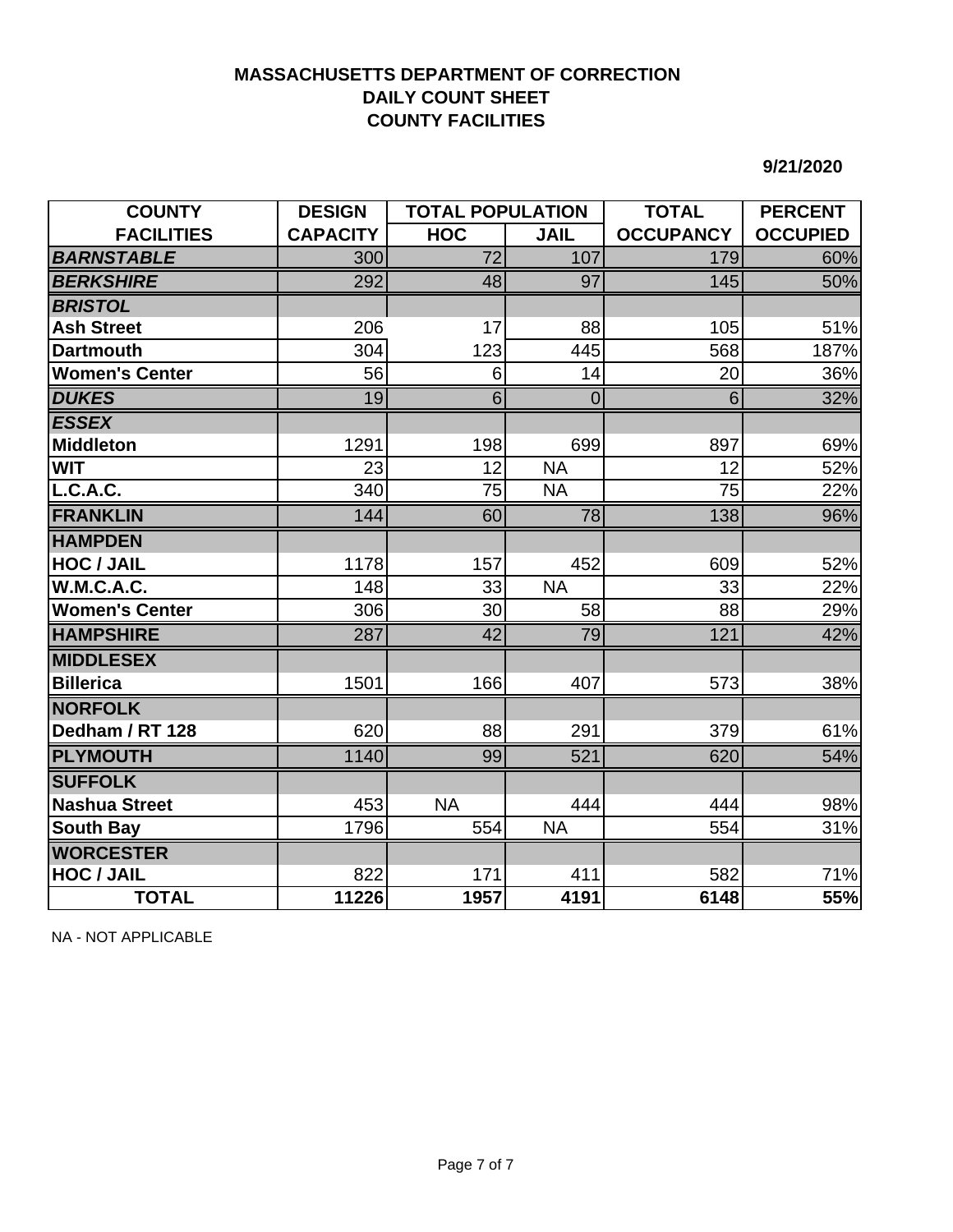**MASSACHUSETTS DEPARTMENT OF CORRECTION**
**DAILY COUNT SHEET**
**COUNTY FACILITIES**

**9/21/2020**

| COUNTY FACILITIES | DESIGN CAPACITY | TOTAL POPULATION | | TOTAL OCCUPANCY | PERCENT OCCUPIED |
|---|---|---|---|---|---|
| | | HOC | JAIL | | |
| ***BARNSTABLE*** | 300 | 72 | 107 | 179 | 60% |
| ***BERKSHIRE*** | 292 | 48 | 97 | 145 | 50% |
| ***BRISTOL*** | | | | | |
| **Ash Street** | 206 | 17 | 88 | 105 | 51% |
| **Dartmouth** | 304 | 123 | 445 | 568 | 187% |
| **Women's Center** | 56 | 6 | 14 | 20 | 36% |
| ***DUKES*** | 19 | 6 | 0 | 6 | 32% |
| ***ESSEX*** | | | | | |
| **Middleton** | 1291 | 198 | 699 | 897 | 69% |
| **WIT** | 23 | 12 | NA | 12 | 52% |
| **L.C.A.C.** | 340 | 75 | NA | 75 | 22% |
| **FRANKLIN** | 144 | 60 | 78 | 138 | 96% |
| **HAMPDEN** | | | | | |
| **HOC / JAIL** | 1178 | 157 | 452 | 609 | 52% |
| **W.M.C.A.C.** | 148 | 33 | NA | 33 | 22% |
| **Women's Center** | 306 | 30 | 58 | 88 | 29% |
| **HAMPSHIRE** | 287 | 42 | 79 | 121 | 42% |
| **MIDDLESEX** | | | | | |
| **Billerica** | 1501 | 166 | 407 | 573 | 38% |
| **NORFOLK** | | | | | |
| **Dedham / RT 128** | 620 | 88 | 291 | 379 | 61% |
| **PLYMOUTH** | 1140 | 99 | 521 | 620 | 54% |
| **SUFFOLK** | | | | | |
| **Nashua Street** | 453 | NA | 444 | 444 | 98% |
| **South Bay** | 1796 | 554 | NA | 554 | 31% |
| **WORCESTER** | | | | | |
| **HOC / JAIL** | 822 | 171 | 411 | 582 | 71% |
| **TOTAL** | **11226** | **1957** | **4191** | **6148** | **55%** |

NA - NOT APPLICABLE